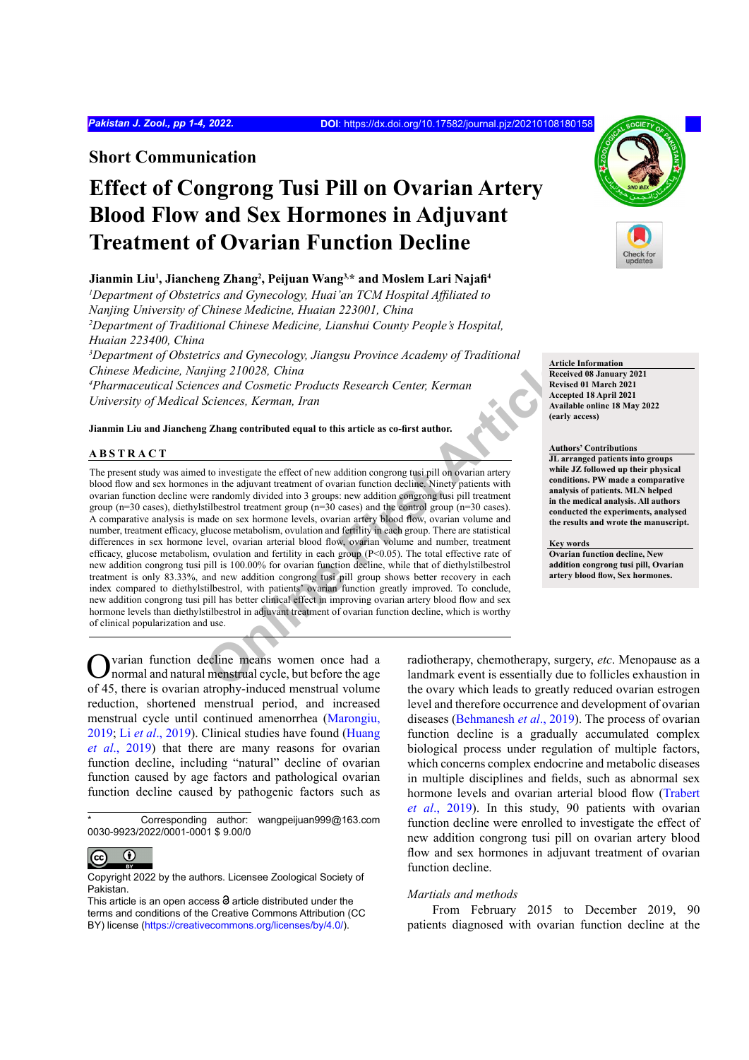## Short Communication

# Effect of Congrong Tusi Pill on Ovarian Artery Blood Flow and Sex Hormones in Adjuvant Treatment of Ovarian Function Decline

**Jianmin Liu[1], Jiancheng Zhang[2], Peijuan Wang[3,*] and Moslem Lari Najafi[4]**

[1]*Department of Obstetrics and Gynecology, Huai'an TCM Hospital Affiliated to Nanjing University of Chinese Medicine, Huaian 223001, China*
[2]*Department of Traditional Chinese Medicine, Lianshui County People's Hospital, Huaian 223400, China*
[3]*Department of Obstetrics and Gynecology, Jiangsu Province Academy of Traditional Chinese Medicine, Nanjing 210028, China*
[4]*Pharmaceutical Sciences and Cosmetic Products Research Center, Kerman University of Medical Sciences, Kerman, Iran*

**Jianmin Liu and Jiancheng Zhang contributed equal to this article as co-first author.**

**Article Information**
**Received 08 January 2021**
**Revised 01 March 2021**
**Accepted 18 April 2021**
**Available online 18 May 2022 (early access)**

**Authors' Contributions**
**JL arranged patients into groups while JZ followed up their physical conditions. PW made a comparative analysis of patients. MLN helped in the medical analysis. All authors conducted the experiments, analysed the results and wrote the manuscript.**

**Key words**
**Ovarian function decline, New addition congrong tusi pill, Ovarian artery blood flow, Sex hormones.**

## ABSTRACT

The present study was aimed to investigate the effect of new addition congrong tusi pill on ovarian artery blood flow and sex hormones in the adjuvant treatment of ovarian function decline. Ninety patients with ovarian function decline were randomly divided into 3 groups: new addition congrong tusi pill treatment group (n=30 cases), diethylstilbestrol treatment group (n=30 cases) and the control group (n=30 cases). A comparative analysis is made on sex hormone levels, ovarian artery blood flow, ovarian volume and number, treatment efficacy, glucose metabolism, ovulation and fertility in each group. There are statistical differences in sex hormone level, ovarian arterial blood flow, ovarian volume and number, treatment efficacy, glucose metabolism, ovulation and fertility in each group ($P<0.05$). The total effective rate of new addition congrong tusi pill is 100.00% for ovarian function decline, while that of diethylstilbestrol treatment is only 83.33%, and new addition congrong tusi pill group shows better recovery in each index compared to diethylstilbestrol, with patients' ovarian function greatly improved. To conclude, new addition congrong tusi pill has better clinical effect in improving ovarian artery blood flow and sex hormone levels than diethylstilbestrol in adjuvant treatment of ovarian function decline, which is worthy of clinical popularization and use.

Ovarian function decline means women once had a normal and natural menstrual cycle, but before the age of 45, there is ovarian atrophy-induced menstrual volume reduction, shortened menstrual period, and increased menstrual cycle until continued amenorrhea (Marongiu, 2019; Li *et al*., 2019). Clinical studies have found (Huang *et al*., 2019) that there are many reasons for ovarian function decline, including "natural" decline of ovarian function caused by age factors and pathological ovarian function decline caused by pathogenic factors such as radiotherapy, chemotherapy, surgery, *etc*. Menopause as a landmark event is essentially due to follicles exhaustion in the ovary which leads to greatly reduced ovarian estrogen level and therefore occurrence and development of ovarian diseases (Behmanesh *et al*., 2019). The process of ovarian function decline is a gradually accumulated complex biological process under regulation of multiple factors, which concerns complex endocrine and metabolic diseases in multiple disciplines and fields, such as abnormal sex hormone levels and ovarian arterial blood flow (Trabert *et al*., 2019). In this study, 90 patients with ovarian function decline were enrolled to investigate the effect of new addition congrong tusi pill on ovarian artery blood flow and sex hormones in adjuvant treatment of ovarian function decline.

*Martials and methods*

From February 2015 to December 2019, 90 patients diagnosed with ovarian function decline at the

\* Corresponding author: wangpeijuan999@163.com
0030-9923/2022/0001-0001 $ 9.00/0

Copyright 2022 by the authors. Licensee Zoological Society of Pakistan.
This article is an open access article distributed under the terms and conditions of the Creative Commons Attribution (CC BY) license (https://creativecommons.org/licenses/by/4.0/).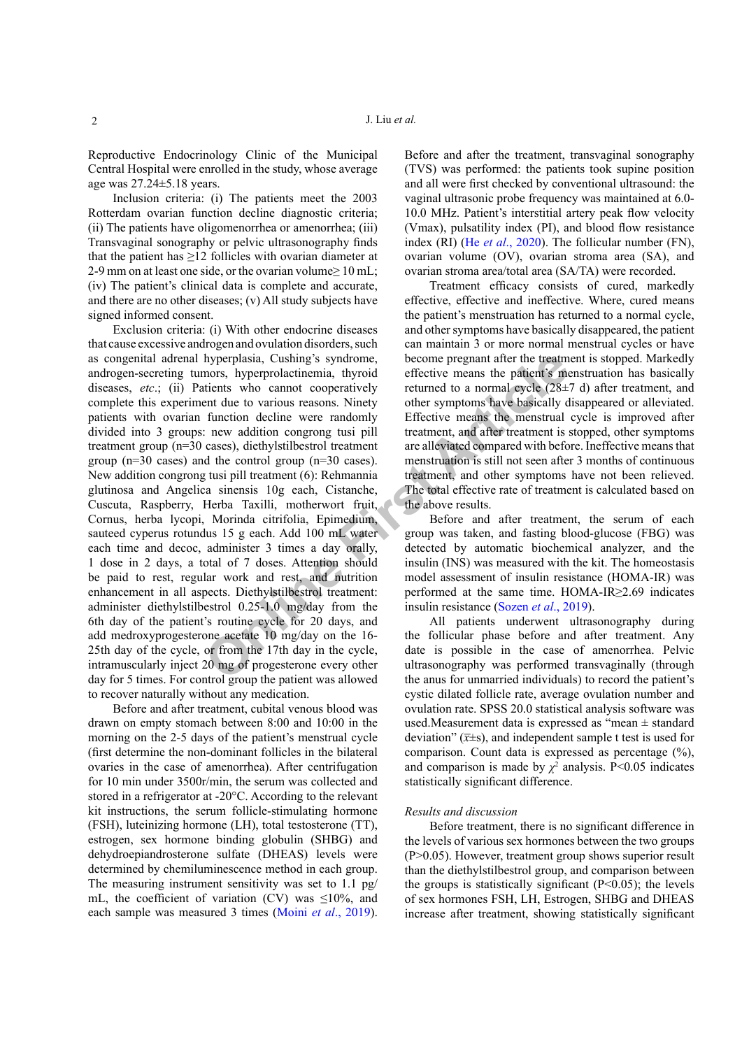Reproductive Endocrinology Clinic of the Municipal Central Hospital were enrolled in the study, whose average age was 27.24±5.18 years.

Inclusion criteria: (i) The patients meet the 2003 Rotterdam ovarian function decline diagnostic criteria; (ii) The patients have oligomenorrhea or amenorrhea; (iii) Transvaginal sonography or pelvic ultrasonography finds that the patient has ≥12 follicles with ovarian diameter at 2-9 mm on at least one side, or the ovarian volume≥ 10 mL; (iv) The patient's clinical data is complete and accurate, and there are no other diseases; (v) All study subjects have signed informed consent.

Exclusion criteria: (i) With other endocrine diseases that cause excessive androgen and ovulation disorders, such as congenital adrenal hyperplasia, Cushing's syndrome, androgen-secreting tumors, hyperprolactinemia, thyroid diseases, *etc*.; (ii) Patients who cannot cooperatively complete this experiment due to various reasons. Ninety patients with ovarian function decline were randomly divided into 3 groups: new addition congrong tusi pill treatment group (n=30 cases), diethylstilbestrol treatment group (n=30 cases) and the control group (n=30 cases). New addition congrong tusi pill treatment (6): Rehmannia glutinosa and Angelica sinensis 10g each, Cistanche, Cuscuta, Raspberry, Herba Taxilli, motherwort fruit, Cornus, herba lycopi, Morinda citrifolia, Epimedium, sauteed cyperus rotundus 15 g each. Add 100 mL water each time and decoc, administer 3 times a day orally, 1 dose in 2 days, a total of 7 doses. Attention should be paid to rest, regular work and rest, and nutrition enhancement in all aspects. Diethylstilbestrol treatment: administer diethylstilbestrol 0.25-1.0 mg/day from the 6th day of the patient's routine cycle for 20 days, and add medroxyprogesterone acetate 10 mg/day on the 16-25th day of the cycle, or from the 17th day in the cycle, intramuscularly inject 20 mg of progesterone every other day for 5 times. For control group the patient was allowed to recover naturally without any medication.

Before and after treatment, cubital venous blood was drawn on empty stomach between 8:00 and 10:00 in the morning on the 2-5 days of the patient's menstrual cycle (first determine the non-dominant follicles in the bilateral ovaries in the case of amenorrhea). After centrifugation for 10 min under 3500r/min, the serum was collected and stored in a refrigerator at -20°C. According to the relevant kit instructions, the serum follicle-stimulating hormone (FSH), luteinizing hormone (LH), total testosterone (TT), estrogen, sex hormone binding globulin (SHBG) and dehydroepiandrosterone sulfate (DHEAS) levels were determined by chemiluminescence method in each group. The measuring instrument sensitivity was set to 1.1 pg/mL, the coefficient of variation (CV) was ≤10%, and each sample was measured 3 times (Moini *et al*., 2019).

Before and after the treatment, transvaginal sonography (TVS) was performed: the patients took supine position and all were first checked by conventional ultrasound: the vaginal ultrasonic probe frequency was maintained at 6.0-10.0 MHz. Patient's interstitial artery peak flow velocity (Vmax), pulsatility index (PI), and blood flow resistance index (RI) (He *et al*., 2020). The follicular number (FN), ovarian volume (OV), ovarian stroma area (SA), and ovarian stroma area/total area (SA/TA) were recorded.

Treatment efficacy consists of cured, markedly effective, effective and ineffective. Where, cured means the patient's menstruation has returned to a normal cycle, and other symptoms have basically disappeared, the patient can maintain 3 or more normal menstrual cycles or have become pregnant after the treatment is stopped. Markedly effective means the patient's menstruation has basically returned to a normal cycle (28±7 d) after treatment, and other symptoms have basically disappeared or alleviated. Effective means the menstrual cycle is improved after treatment, and after treatment is stopped, other symptoms are alleviated compared with before. Ineffective means that menstruation is still not seen after 3 months of continuous treatment, and other symptoms have not been relieved. The total effective rate of treatment is calculated based on the above results.

Before and after treatment, the serum of each group was taken, and fasting blood-glucose (FBG) was detected by automatic biochemical analyzer, and the insulin (INS) was measured with the kit. The homeostasis model assessment of insulin resistance (HOMA-IR) was performed at the same time. HOMA-IR≥2.69 indicates insulin resistance (Sozen *et al*., 2019).

All patients underwent ultrasonography during the follicular phase before and after treatment. Any date is possible in the case of amenorrhea. Pelvic ultrasonography was performed transvaginally (through the anus for unmarried individuals) to record the patient's cystic dilated follicle rate, average ovulation number and ovulation rate. SPSS 20.0 statistical analysis software was used.Measurement data is expressed as "mean ± standard deviation" ($\bar{x}$±s), and independent sample t test is used for comparison. Count data is expressed as percentage (%), and comparison is made by $\chi^2$ analysis. P<0.05 indicates statistically significant difference.

*Results and discussion*

Before treatment, there is no significant difference in the levels of various sex hormones between the two groups (P>0.05). However, treatment group shows superior result than the diethylstilbestrol group, and comparison between the groups is statistically significant (P<0.05); the levels of sex hormones FSH, LH, Estrogen, SHBG and DHEAS increase after treatment, showing statistically significant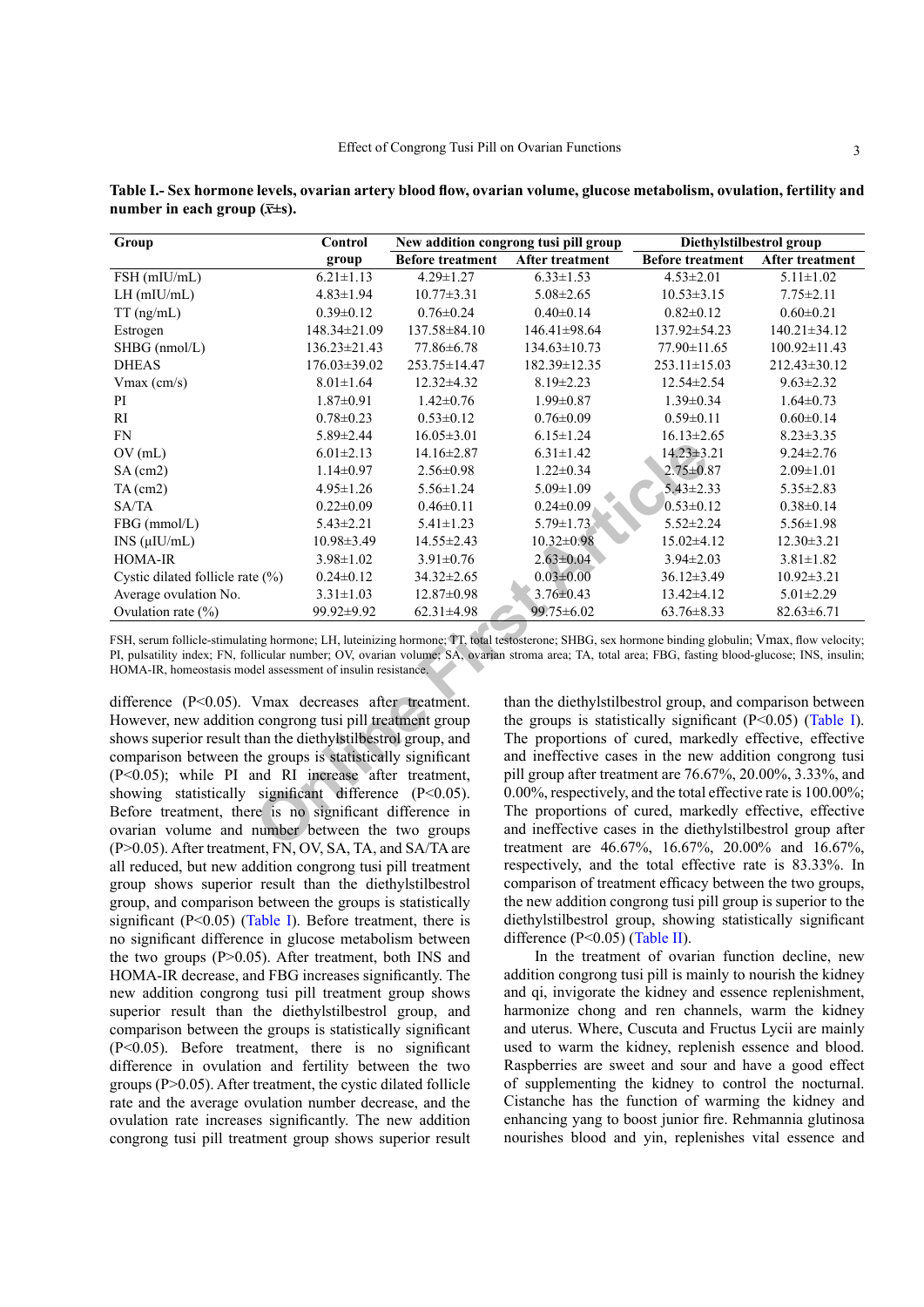**Table I.- Sex hormone levels, ovarian artery blood flow, ovarian volume, glucose metabolism, ovulation, fertility and number in each group ($\bar{x}$±s).**

| Group | Control group | New addition congrong tusi pill group | | Diethylstilbestrol group | |
|---|---|---|---|---|---|
| | | Before treatment | After treatment | Before treatment | After treatment |
| FSH (mIU/mL) | 6.21±1.13 | 4.29±1.27 | 6.33±1.53 | 4.53±2.01 | 5.11±1.02 |
| LH (mIU/mL) | 4.83±1.94 | 10.77±3.31 | 5.08±2.65 | 10.53±3.15 | 7.75±2.11 |
| TT (ng/mL) | 0.39±0.12 | 0.76±0.24 | 0.40±0.14 | 0.82±0.12 | 0.60±0.21 |
| Estrogen | 148.34±21.09 | 137.58±84.10 | 146.41±98.64 | 137.92±54.23 | 140.21±34.12 |
| SHBG (nmol/L) | 136.23±21.43 | 77.86±6.78 | 134.63±10.73 | 77.90±11.65 | 100.92±11.43 |
| DHEAS | 176.03±39.02 | 253.75±14.47 | 182.39±12.35 | 253.11±15.03 | 212.43±30.12 |
| Vmax (cm/s) | 8.01±1.64 | 12.32±4.32 | 8.19±2.23 | 12.54±2.54 | 9.63±2.32 |
| PI | 1.87±0.91 | 1.42±0.76 | 1.99±0.87 | 1.39±0.34 | 1.64±0.73 |
| RI | 0.78±0.23 | 0.53±0.12 | 0.76±0.09 | 0.59±0.11 | 0.60±0.14 |
| FN | 5.89±2.44 | 16.05±3.01 | 6.15±1.24 | 16.13±2.65 | 8.23±3.35 |
| OV (mL) | 6.01±2.13 | 14.16±2.87 | 6.31±1.42 | 14.23±3.21 | 9.24±2.76 |
| SA (cm2) | 1.14±0.97 | 2.56±0.98 | 1.22±0.34 | 2.75±0.87 | 2.09±1.01 |
| TA (cm2) | 4.95±1.26 | 5.56±1.24 | 5.09±1.09 | 5.43±2.33 | 5.35±2.83 |
| SA/TA | 0.22±0.09 | 0.46±0.11 | 0.24±0.09 | 0.53±0.12 | 0.38±0.14 |
| FBG (mmol/L) | 5.43±2.21 | 5.41±1.23 | 5.79±1.73 | 5.52±2.24 | 5.56±1.98 |
| INS (μIU/mL) | 10.98±3.49 | 14.55±2.43 | 10.32±0.98 | 15.02±4.12 | 12.30±3.21 |
| HOMA-IR | 3.98±1.02 | 3.91±0.76 | 2.63±0.04 | 3.94±2.03 | 3.81±1.82 |
| Cystic dilated follicle rate (%) | 0.24±0.12 | 34.32±2.65 | 0.03±0.00 | 36.12±3.49 | 10.92±3.21 |
| Average ovulation No. | 3.31±1.03 | 12.87±0.98 | 3.76±0.43 | 13.42±4.12 | 5.01±2.29 |
| Ovulation rate (%) | 99.92±9.92 | 62.31±4.98 | 99.75±6.02 | 63.76±8.33 | 82.63±6.71 |

FSH, serum follicle-stimulating hormone; LH, luteinizing hormone; TT, total testosterone; SHBG, sex hormone binding globulin; Vmax, flow velocity; PI, pulsatility index; FN, follicular number; OV, ovarian volume; SA, ovarian stroma area; TA, total area; FBG, fasting blood-glucose; INS, insulin; HOMA-IR, homeostasis model assessment of insulin resistance.

difference ($P<0.05$). Vmax decreases after treatment. However, new addition congrong tusi pill treatment group shows superior result than the diethylstilbestrol group, and comparison between the groups is statistically significant ($P<0.05$); while PI and RI increase after treatment, showing statistically significant difference ($P<0.05$). Before treatment, there is no significant difference in ovarian volume and number between the two groups ($P>0.05$). After treatment, FN, OV, SA, TA, and SA/TA are all reduced, but new addition congrong tusi pill treatment group shows superior result than the diethylstilbestrol group, and comparison between the groups is statistically significant ($P<0.05$) (Table I). Before treatment, there is no significant difference in glucose metabolism between the two groups ($P>0.05$). After treatment, both INS and HOMA-IR decrease, and FBG increases significantly. The new addition congrong tusi pill treatment group shows superior result than the diethylstilbestrol group, and comparison between the groups is statistically significant ($P<0.05$). Before treatment, there is no significant difference in ovulation and fertility between the two groups ($P>0.05$). After treatment, the cystic dilated follicle rate and the average ovulation number decrease, and the ovulation rate increases significantly. The new addition congrong tusi pill treatment group shows superior result than the diethylstilbestrol group, and comparison between the groups is statistically significant ($P<0.05$) (Table I). The proportions of cured, markedly effective, effective and ineffective cases in the new addition congrong tusi pill group after treatment are 76.67%, 20.00%, 3.33%, and 0.00%, respectively, and the total effective rate is 100.00%; The proportions of cured, markedly effective, effective and ineffective cases in the diethylstilbestrol group after treatment are 46.67%, 16.67%, 20.00% and 16.67%, respectively, and the total effective rate is 83.33%. In comparison of treatment efficacy between the two groups, the new addition congrong tusi pill group is superior to the diethylstilbestrol group, showing statistically significant difference ($P<0.05$) (Table II).

In the treatment of ovarian function decline, new addition congrong tusi pill is mainly to nourish the kidney and qi, invigorate the kidney and essence replenishment, harmonize chong and ren channels, warm the kidney and uterus. Where, Cuscuta and Fructus Lycii are mainly used to warm the kidney, replenish essence and blood. Raspberries are sweet and sour and have a good effect of supplementing the kidney to control the nocturnal. Cistanche has the function of warming the kidney and enhancing yang to boost junior fire. Rehmannia glutinosa nourishes blood and yin, replenishes vital essence and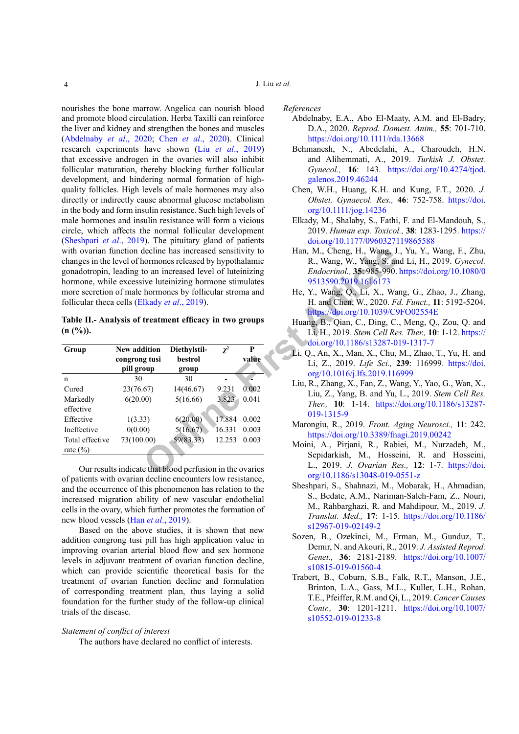nourishes the bone marrow. Angelica can nourish blood and promote blood circulation. Herba Taxilli can reinforce the liver and kidney and strengthen the bones and muscles (Abdelnaby *et al*., 2020; Chen *et al*., 2020). Clinical research experiments have shown (Liu *et al*., 2019) that excessive androgen in the ovaries will also inhibit follicular maturation, thereby blocking further follicular development, and hindering normal formation of high-quality follicles. High levels of male hormones may also directly or indirectly cause abnormal glucose metabolism in the body and form insulin resistance. Such high levels of male hormones and insulin resistance will form a vicious circle, which affects the normal follicular development (Sheshpari *et al*., 2019). The pituitary gland of patients with ovarian function decline has increased sensitivity to changes in the level of hormones released by hypothalamic gonadotropin, leading to an increased level of luteinizing hormone, while excessive luteinizing hormone stimulates more secretion of male hormones by follicular stroma and follicular theca cells (Elkady *et al*., 2019).

**Table II.- Analysis of treatment efficacy in two groups (n (%)).**

| Group | New addition congrong tusi pill group | Diethylstilbestrol group | $\chi^2$ | P value |
|---|---|---|---|---|
| n | 30 | 30 | - | - |
| Cured | 23(76.67) | 14(46.67) | 9.231 | 0.002 |
| Markedly effective | 6(20.00) | 5(16.66) | 3.823 | 0.041 |
| Effective | 1(3.33) | 6(20.00) | 17.884 | 0.002 |
| Ineffective | 0(0.00) | 5(16.67) | 16.331 | 0.003 |
| Total effective rate (%) | 73(100.00) | 59(83.33) | 12.253 | 0.003 |

Our results indicate that blood perfusion in the ovaries of patients with ovarian decline encounters low resistance, and the occurrence of this phenomenon has relation to the increased migration ability of new vascular endothelial cells in the ovary, which further promotes the formation of new blood vessels (Han *et al*., 2019).

Based on the above studies, it is shown that new addition congrong tusi pill has high application value in improving ovarian arterial blood flow and sex hormone levels in adjuvant treatment of ovarian function decline, which can provide scientific theoretical basis for the treatment of ovarian function decline and formulation of corresponding treatment plan, thus laying a solid foundation for the further study of the follow-up clinical trials of the disease.

*Statement of conflict of interest*

The authors have declared no conflict of interests.

*References*

Abdelnaby, E.A., Abo El-Maaty, A.M. and El-Badry, D.A., 2020. *Reprod. Domest. Anim.,* **55**: 701-710. https://doi.org/10.1111/rda.13668

Behmanesh, N., Abedelahi, A., Charoudeh, H.N. and Alihemmati, A., 2019. *Turkish J. Obstet. Gynecol.,* **16**: 143. https://doi.org/10.4274/tjod.galenos.2019.46244

Chen, W.H., Huang, K.H. and Kung, F.T., 2020. *J. Obstet. Gynaecol. Res.,* **46**: 752-758. https://doi.org/10.1111/jog.14236

Elkady, M., Shalaby, S., Fathi, F. and El-Mandouh, S., 2019. *Human exp. Toxicol.,* **38**: 1283-1295. https://doi.org/10.1177/0960327119865588

Han, M., Cheng, H., Wang, J., Yu, Y., Wang, F., Zhu, R., Wang, W., Yang, S. and Li, H., 2019. *Gynecol. Endocrinol.,* **35**: 985-990. https://doi.org/10.1080/09513590.2019.1616173

He, Y., Wang, Q., Li, X., Wang, G., Zhao, J., Zhang, H. and Chen, W., 2020. *Fd. Funct.,* **11**: 5192-5204. https://doi.org/10.1039/C9FO02554E

Huang, B., Qian, C., Ding, C., Meng, Q., Zou, Q. and Li, H., 2019. *Stem Cell Res. Ther.,* **10**: 1-12. https://doi.org/10.1186/s13287-019-1317-7

Li, Q., An, X., Man, X., Chu, M., Zhao, T., Yu, H. and Li, Z., 2019. *Life Sci.,* **239**: 116999. https://doi.org/10.1016/j.lfs.2019.116999

Liu, R., Zhang, X., Fan, Z., Wang, Y., Yao, G., Wan, X., Liu, Z., Yang, B. and Yu, L., 2019. *Stem Cell Res. Ther.,* **10**: 1-14. https://doi.org/10.1186/s13287-019-1315-9

Marongiu, R., 2019. *Front. Aging Neurosci.,* **11**: 242. https://doi.org/10.3389/fnagi.2019.00242

Moini, A., Pirjani, R., Rabiei, M., Nurzadeh, M., Sepidarkish, M., Hosseini, R. and Hosseini, L., 2019. *J. Ovarian Res.,* **12**: 1-7. https://doi.org/10.1186/s13048-019-0551-z

Sheshpari, S., Shahnazi, M., Mobarak, H., Ahmadian, S., Bedate, A.M., Nariman-Saleh-Fam, Z., Nouri, M., Rahbarghazi, R. and Mahdipour, M., 2019. *J. Translat. Med.,* **17**: 1-15. https://doi.org/10.1186/s12967-019-02149-2

Sozen, B., Ozekinci, M., Erman, M., Gunduz, T., Demir, N. and Akouri, R., 2019. *J. Assisted Reprod. Genet.,* **36**: 2181-2189. https://doi.org/10.1007/s10815-019-01560-4

Trabert, B., Coburn, S.B., Falk, R.T., Manson, J.E., Brinton, L.A., Gass, M.L., Kuller, L.H., Rohan, T.E., Pfeiffer, R.M. and Qi, L., 2019. *Cancer Causes Contr.,* **30**: 1201-1211. https://doi.org/10.1007/s10552-019-01233-8